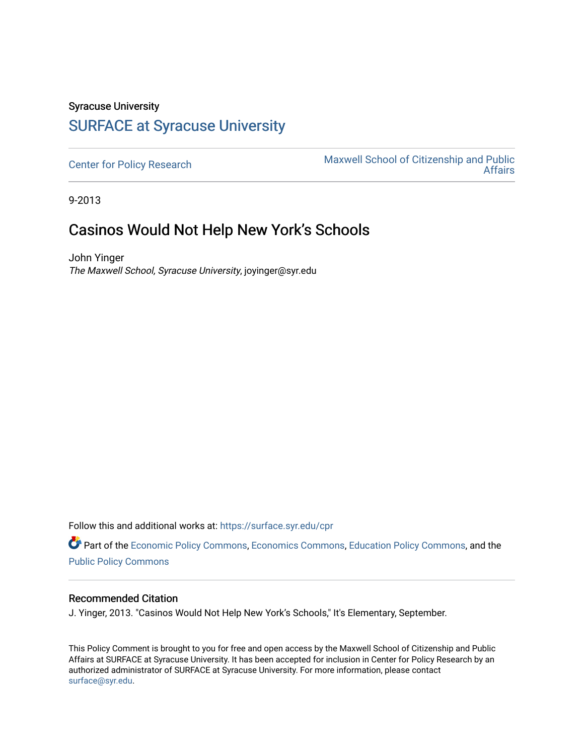Syracuse University

# SURFACE at Syracuse University

Center for Policy Research | Maxwell School of Citizenship and Public Affairs

9-2013

## Casinos Would Not Help New York's Schools

John Yinger
*The Maxwell School, Syracuse University*, joyinger@syr.edu

Follow this and additional works at: https://surface.syr.edu/cpr

Part of the Economic Policy Commons, Economics Commons, Education Policy Commons, and the Public Policy Commons

### Recommended Citation

J. Yinger, 2013. "Casinos Would Not Help New York's Schools," It's Elementary, September.

This Policy Comment is brought to you for free and open access by the Maxwell School of Citizenship and Public Affairs at SURFACE at Syracuse University. It has been accepted for inclusion in Center for Policy Research by an authorized administrator of SURFACE at Syracuse University. For more information, please contact surface@syr.edu.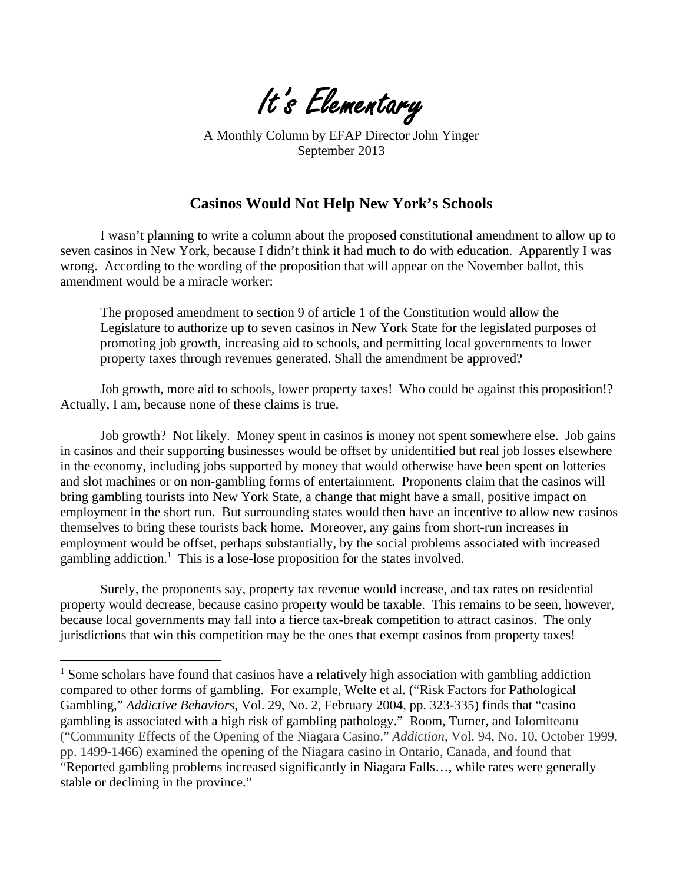# *It's Elementary*

A Monthly Column by EFAP Director John Yinger
September 2013

## Casinos Would Not Help New York's Schools

I wasn't planning to write a column about the proposed constitutional amendment to allow up to seven casinos in New York, because I didn't think it had much to do with education. Apparently I was wrong. According to the wording of the proposition that will appear on the November ballot, this amendment would be a miracle worker:

> The proposed amendment to section 9 of article 1 of the Constitution would allow the Legislature to authorize up to seven casinos in New York State for the legislated purposes of promoting job growth, increasing aid to schools, and permitting local governments to lower property taxes through revenues generated. Shall the amendment be approved?

Job growth, more aid to schools, lower property taxes! Who could be against this proposition!? Actually, I am, because none of these claims is true.

Job growth? Not likely. Money spent in casinos is money not spent somewhere else. Job gains in casinos and their supporting businesses would be offset by unidentified but real job losses elsewhere in the economy, including jobs supported by money that would otherwise have been spent on lotteries and slot machines or on non-gambling forms of entertainment. Proponents claim that the casinos will bring gambling tourists into New York State, a change that might have a small, positive impact on employment in the short run. But surrounding states would then have an incentive to allow new casinos themselves to bring these tourists back home. Moreover, any gains from short-run increases in employment would be offset, perhaps substantially, by the social problems associated with increased gambling addiction.[1] This is a lose-lose proposition for the states involved.

Surely, the proponents say, property tax revenue would increase, and tax rates on residential property would decrease, because casino property would be taxable. This remains to be seen, however, because local governments may fall into a fierce tax-break competition to attract casinos. The only jurisdictions that win this competition may be the ones that exempt casinos from property taxes!

---

[1] Some scholars have found that casinos have a relatively high association with gambling addiction compared to other forms of gambling. For example, Welte et al. ("Risk Factors for Pathological Gambling," *Addictive Behaviors*, Vol. 29, No. 2, February 2004, pp. 323-335) finds that "casino gambling is associated with a high risk of gambling pathology." Room, Turner, and Ialomiteanu ("Community Effects of the Opening of the Niagara Casino." *Addiction*, Vol. 94, No. 10, October 1999, pp. 1499-1466) examined the opening of the Niagara casino in Ontario, Canada, and found that "Reported gambling problems increased significantly in Niagara Falls…, while rates were generally stable or declining in the province."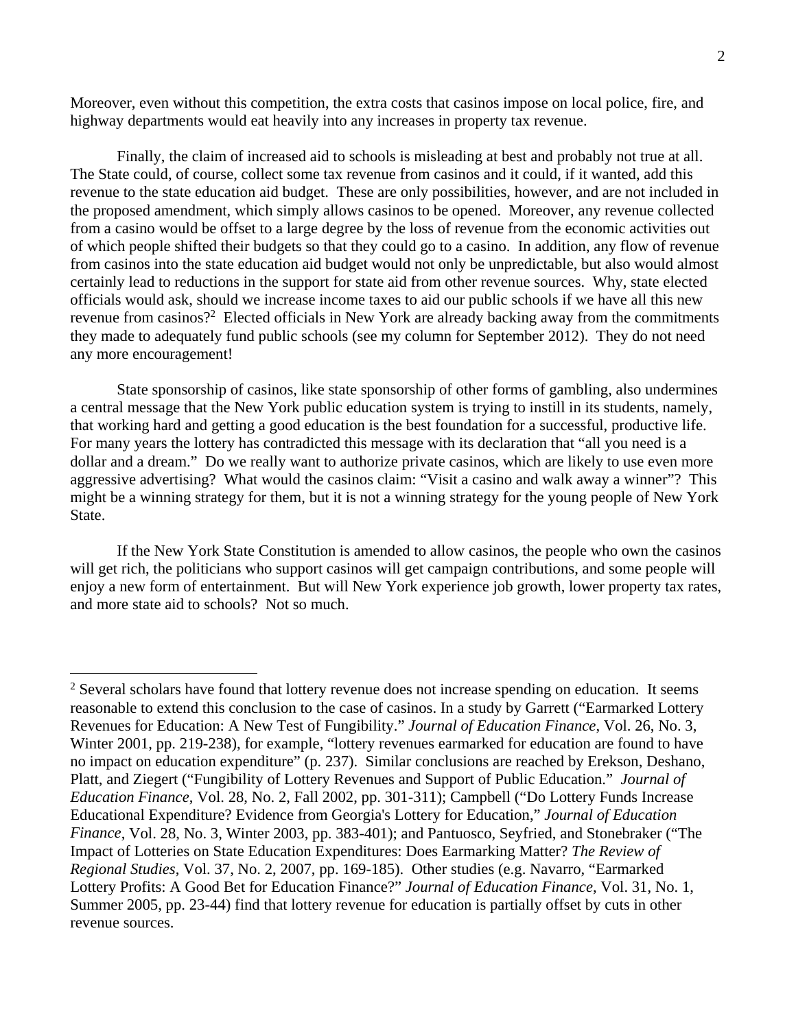Moreover, even without this competition, the extra costs that casinos impose on local police, fire, and highway departments would eat heavily into any increases in property tax revenue.

Finally, the claim of increased aid to schools is misleading at best and probably not true at all. The State could, of course, collect some tax revenue from casinos and it could, if it wanted, add this revenue to the state education aid budget. These are only possibilities, however, and are not included in the proposed amendment, which simply allows casinos to be opened. Moreover, any revenue collected from a casino would be offset to a large degree by the loss of revenue from the economic activities out of which people shifted their budgets so that they could go to a casino. In addition, any flow of revenue from casinos into the state education aid budget would not only be unpredictable, but also would almost certainly lead to reductions in the support for state aid from other revenue sources. Why, state elected officials would ask, should we increase income taxes to aid our public schools if we have all this new revenue from casinos?[2] Elected officials in New York are already backing away from the commitments they made to adequately fund public schools (see my column for September 2012). They do not need any more encouragement!

State sponsorship of casinos, like state sponsorship of other forms of gambling, also undermines a central message that the New York public education system is trying to instill in its students, namely, that working hard and getting a good education is the best foundation for a successful, productive life. For many years the lottery has contradicted this message with its declaration that "all you need is a dollar and a dream." Do we really want to authorize private casinos, which are likely to use even more aggressive advertising? What would the casinos claim: "Visit a casino and walk away a winner"? This might be a winning strategy for them, but it is not a winning strategy for the young people of New York State.

If the New York State Constitution is amended to allow casinos, the people who own the casinos will get rich, the politicians who support casinos will get campaign contributions, and some people will enjoy a new form of entertainment. But will New York experience job growth, lower property tax rates, and more state aid to schools? Not so much.

---

[2] Several scholars have found that lottery revenue does not increase spending on education. It seems reasonable to extend this conclusion to the case of casinos. In a study by Garrett ("Earmarked Lottery Revenues for Education: A New Test of Fungibility." *Journal of Education Finance*, Vol. 26, No. 3, Winter 2001, pp. 219-238), for example, "lottery revenues earmarked for education are found to have no impact on education expenditure" (p. 237). Similar conclusions are reached by Erekson, Deshano, Platt, and Ziegert ("Fungibility of Lottery Revenues and Support of Public Education." *Journal of Education Finance*, Vol. 28, No. 2, Fall 2002, pp. 301-311); Campbell ("Do Lottery Funds Increase Educational Expenditure? Evidence from Georgia's Lottery for Education," *Journal of Education Finance*, Vol. 28, No. 3, Winter 2003, pp. 383-401); and Pantuosco, Seyfried, and Stonebraker ("The Impact of Lotteries on State Education Expenditures: Does Earmarking Matter? *The Review of Regional Studies*, Vol. 37, No. 2, 2007, pp. 169-185). Other studies (e.g. Navarro, "Earmarked Lottery Profits: A Good Bet for Education Finance?" *Journal of Education Finance*, Vol. 31, No. 1, Summer 2005, pp. 23-44) find that lottery revenue for education is partially offset by cuts in other revenue sources.